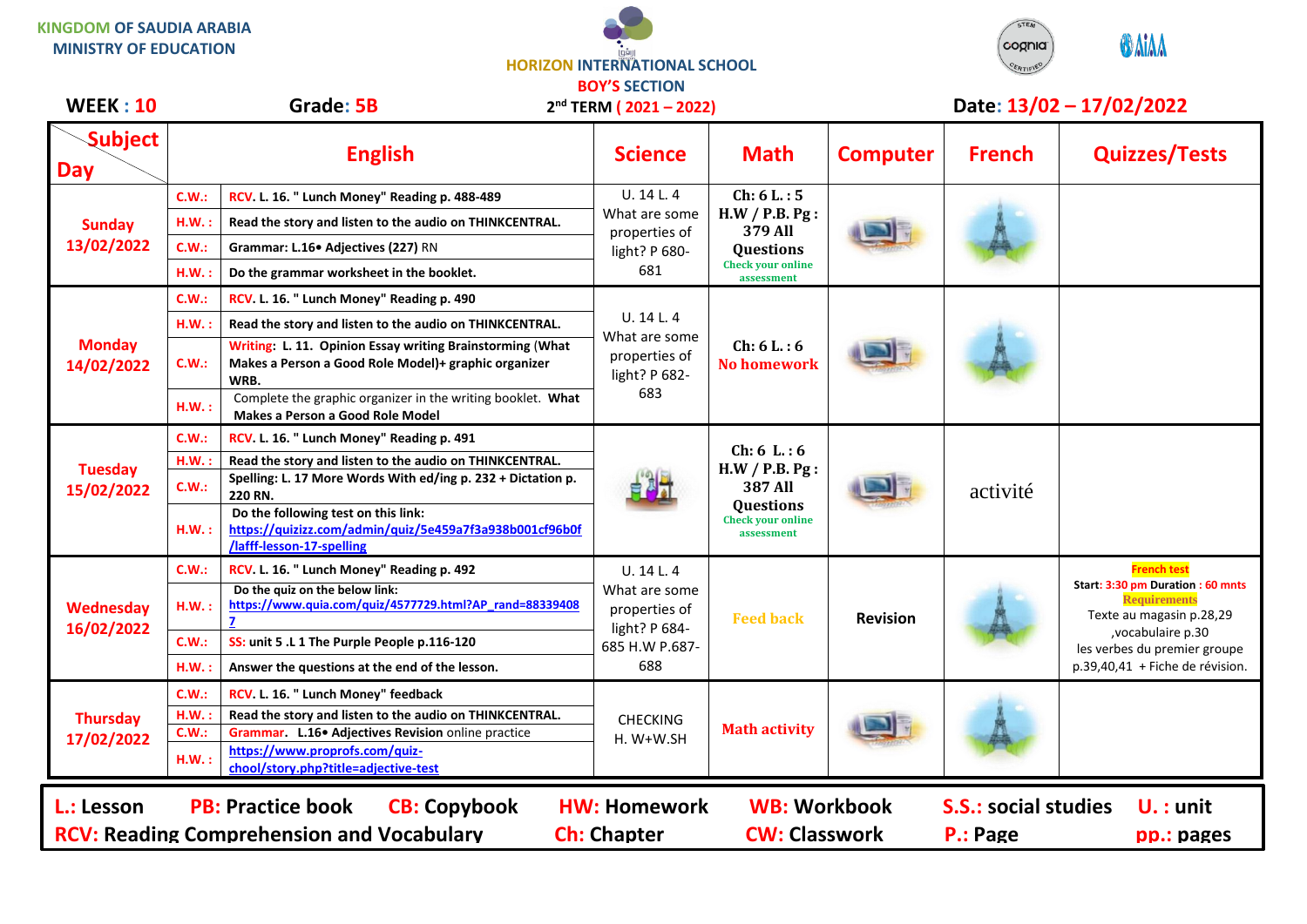KINGDOM OF SAUDIA ARABIA
MINISTRY OF EDUCATION

**HORIZON INTERNATIONAL SCHOOL**
**BOY'S SECTION**
**2nd TERM ( 2021 – 2022)**

**WEEK : 10** | **Grade: 5B** | **Date: 13/02 – 17/02/2022**

| Day | | English | Science | Math | Computer | French | Quizzes/Tests |
|---|---|---|---|---|---|---|---|
| **Sunday 13/02/2022** | C.W.: | RCV. L. 16. " Lunch Money" Reading p. 488-489 | U. 14 L. 4 What are some properties of light? P 680-681 | Ch: 6 L. : 5 H.W / P.B. Pg : 379 All Questions Check your online assessment | | | |
| | H.W. : | Read the story and listen to the audio on THINKCENTRAL. | | | | | |
| | C.W.: | Grammar: L.16• Adjectives (227) RN | | | | | |
| | H.W. : | Do the grammar worksheet in the booklet. | | | | | |
| **Monday 14/02/2022** | C.W.: | RCV. L. 16. " Lunch Money" Reading p. 490 | U. 14 L. 4 What are some properties of light? P 682-683 | Ch: 6 L. : 6 No homework | | | |
| | H.W. : | Read the story and listen to the audio on THINKCENTRAL. | | | | | |
| | C.W.: | Writing: L. 11. Opinion Essay writing Brainstorming (What Makes a Person a Good Role Model)+ graphic organizer WRB. | | | | | |
| | H.W. : | Complete the graphic organizer in the writing booklet. What Makes a Person a Good Role Model | | | | | |
| **Tuesday 15/02/2022** | C.W.: | RCV. L. 16. " Lunch Money" Reading p. 491 | | Ch: 6 L. : 6 H.W / P.B. Pg : 387 All Questions Check your online assessment | | activité | |
| | H.W. : | Read the story and listen to the audio on THINKCENTRAL. | | | | | |
| | C.W.: | Spelling: L. 17 More Words With ed/ing p. 232 + Dictation p. 220 RN. | | | | | |
| | H.W. : | Do the following test on this link: https://quizizz.com/admin/quiz/5e459a7f3a938b001cf96b0f/lafff-lesson-17-spelling | | | | | |
| **Wednesday 16/02/2022** | C.W.: | RCV. L. 16. " Lunch Money" Reading p. 492 | U. 14 L. 4 What are some properties of light? P 684-685 H.W P.687-688 | Feed back | Revision | | French test Start: 3:30 pm Duration : 60 mnts Requirements Texte au magasin p.28,29 ,vocabulaire p.30 les verbes du premier groupe p.39,40,41 + Fiche de révision. |
| | H.W. : | Do the quiz on the below link: https://www.quia.com/quiz/4577729.html?AP_rand=883394087 | | | | | |
| | C.W.: | SS: unit 5 .L 1 The Purple People p.116-120 | | | | | |
| | H.W. : | Answer the questions at the end of the lesson. | | | | | |
| **Thursday 17/02/2022** | C.W.: | RCV. L. 16. " Lunch Money" feedback | CHECKING H. W+W.SH | Math activity | | | |
| | H.W. : | Read the story and listen to the audio on THINKCENTRAL. | | | | | |
| | C.W.: | Grammar. L.16• Adjectives Revision online practice | | | | | |
| | H.W. : | https://www.proprofs.com/quiz-chool/story.php?title=adjective-test | | | | | |

**L.: Lesson** **PB: Practice book** **CB: Copybook** **HW: Homework** **WB: Workbook** **S.S.: social studies** **U. : unit**
**RCV: Reading Comprehension and Vocabulary** **Ch: Chapter** **CW: Classwork** **P.: Page** **pp.: pages**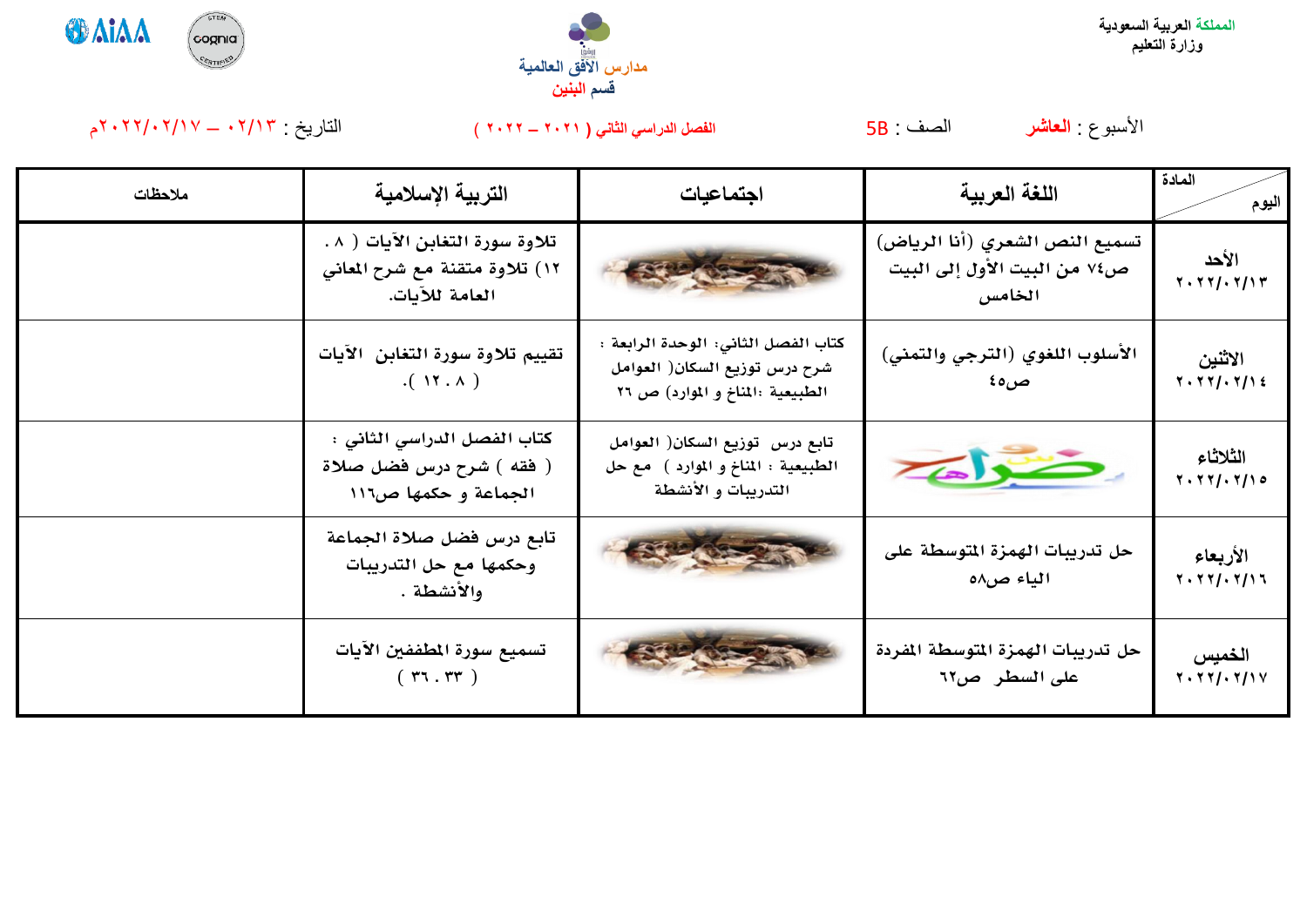المملكة العربية السعودية
وزارة التعليم

مدارس الأفق العالمية
قسم البنين

الأسبوع : العاشر　　　الصف : 5B　　　الفصل الدراسي الثاني ( ٢٠٢١ – ٢٠٢٢ )　　　التاريخ : ٠٢/١٣ – ٢٠٢٢/٠٢/١٧م

| اليوم / المادة | اللغة العربية | اجتماعيات | التربية الإسلامية | ملاحظات |
|---|---|---|---|---|
| الأحد ٢٠٢٢/٠٢/١٣ | تسميع النص الشعري (أنا الرياض) ص٧٤ من البيت الأول إلى البيت الخامس | | تلاوة سورة التغابن الآيات ( ٨ . ١٢) تلاوة متقنة مع شرح المعاني العامة للآيات. | |
| الاثنين ٢٠٢٢/٠٢/١٤ | الأسلوب اللغوي (الترجي والتمني) ص٤٥ | كتاب الفصل الثاني: الوحدة الرابعة : شرح درس توزيع السكان( العوامل الطبيعية :المناخ و الموارد) ص ٢٦ | تقييم تلاوة سورة التغابن الآيات ( ٨ . ١٢ ). | |
| الثلاثاء ٢٠٢٢/٠٢/١٥ | | تابع درس توزيع السكان( العوامل الطبيعية : المناخ و الموارد ) مع حل التدريبات و الأنشطة | كتاب الفصل الدراسي الثاني : ( فقه ) شرح درس فضل صلاة الجماعة و حكمها ص١١٦ | |
| الأربعاء ٢٠٢٢/٠٢/١٦ | حل تدريبات الهمزة المتوسطة على الياء ص٥٨ | | تابع درس فضل صلاة الجماعة وحكمها مع حل التدريبات والأنشطة . | |
| الخميس ٢٠٢٢/٠٢/١٧ | حل تدريبات الهمزة المتوسطة المفردة على السطر ص٦٢ | | تسميع سورة المطففين الآيات ( ٣٣ . ٣٦ ) | |